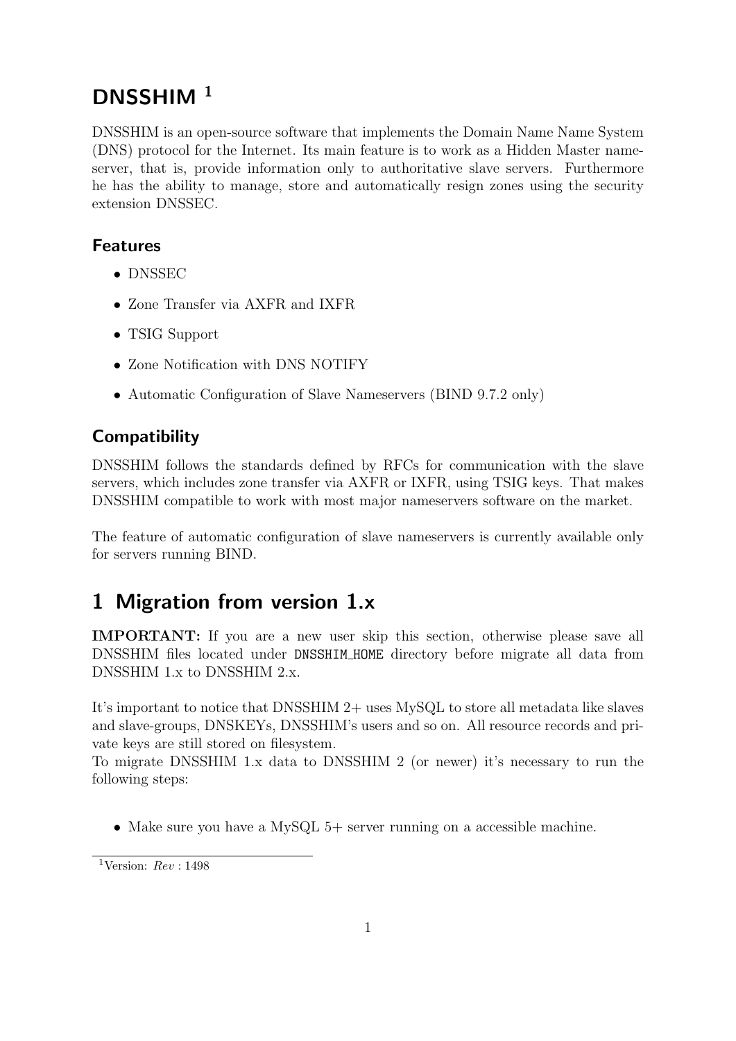# DNSSHIM [1]

DNSSHIM is an open-source software that implements the Domain Name Name System (DNS) protocol for the Internet. Its main feature is to work as a Hidden Master nameserver, that is, provide information only to authoritative slave servers. Furthermore he has the ability to manage, store and automatically resign zones using the security extension DNSSEC.

## Features

- DNSSEC
- Zone Transfer via AXFR and IXFR
- TSIG Support
- Zone Notification with DNS NOTIFY
- Automatic Configuration of Slave Nameservers (BIND 9.7.2 only)

## Compatibility

DNSSHIM follows the standards defined by RFCs for communication with the slave servers, which includes zone transfer via AXFR or IXFR, using TSIG keys. That makes DNSSHIM compatible to work with most major nameservers software on the market.

The feature of automatic configuration of slave nameservers is currently available only for servers running BIND.

# 1 Migration from version 1.x

**IMPORTANT:** If you are a new user skip this section, otherwise please save all DNSSHIM files located under `DNSSHIM_HOME` directory before migrate all data from DNSSHIM 1.x to DNSSHIM 2.x.

It's important to notice that DNSSHIM 2+ uses MySQL to store all metadata like slaves and slave-groups, DNSKEYs, DNSSHIM's users and so on. All resource records and private keys are still stored on filesystem.
To migrate DNSSHIM 1.x data to DNSSHIM 2 (or newer) it's necessary to run the following steps:

- Make sure you have a MySQL 5+ server running on a accessible machine.

[1] Version: *Rev* : 1498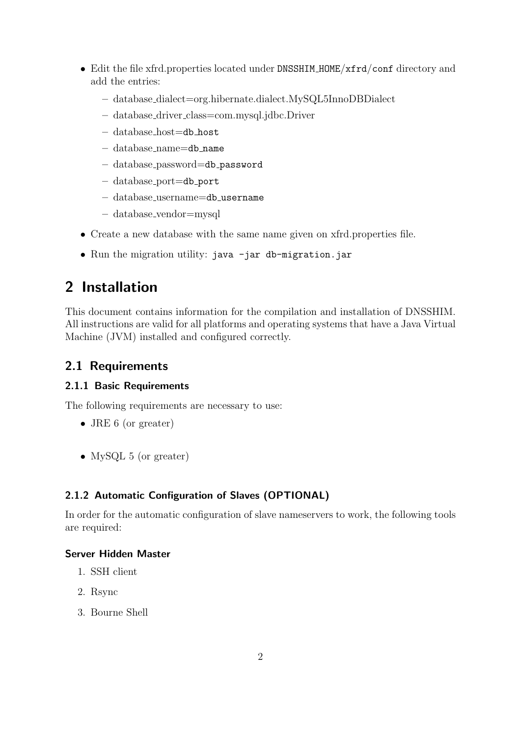- Edit the file xfrd.properties located under `DNSSHIM_HOME/xfrd/conf` directory and add the entries:
  - database_dialect=org.hibernate.dialect.MySQL5InnoDBDialect
  - database_driver_class=com.mysql.jdbc.Driver
  - database_host=`db_host`
  - database_name=`db_name`
  - database_password=`db_password`
  - database_port=`db_port`
  - database_username=`db_username`
  - database_vendor=mysql
- Create a new database with the same name given on xfrd.properties file.
- Run the migration utility: `java -jar db-migration.jar`

# 2 Installation

This document contains information for the compilation and installation of DNSSHIM. All instructions are valid for all platforms and operating systems that have a Java Virtual Machine (JVM) installed and configured correctly.

## 2.1 Requirements

### 2.1.1 Basic Requirements

The following requirements are necessary to use:

- JRE 6 (or greater)
- MySQL 5 (or greater)

### 2.1.2 Automatic Configuration of Slaves (OPTIONAL)

In order for the automatic configuration of slave nameservers to work, the following tools are required:

#### Server Hidden Master

1. SSH client
2. Rsync
3. Bourne Shell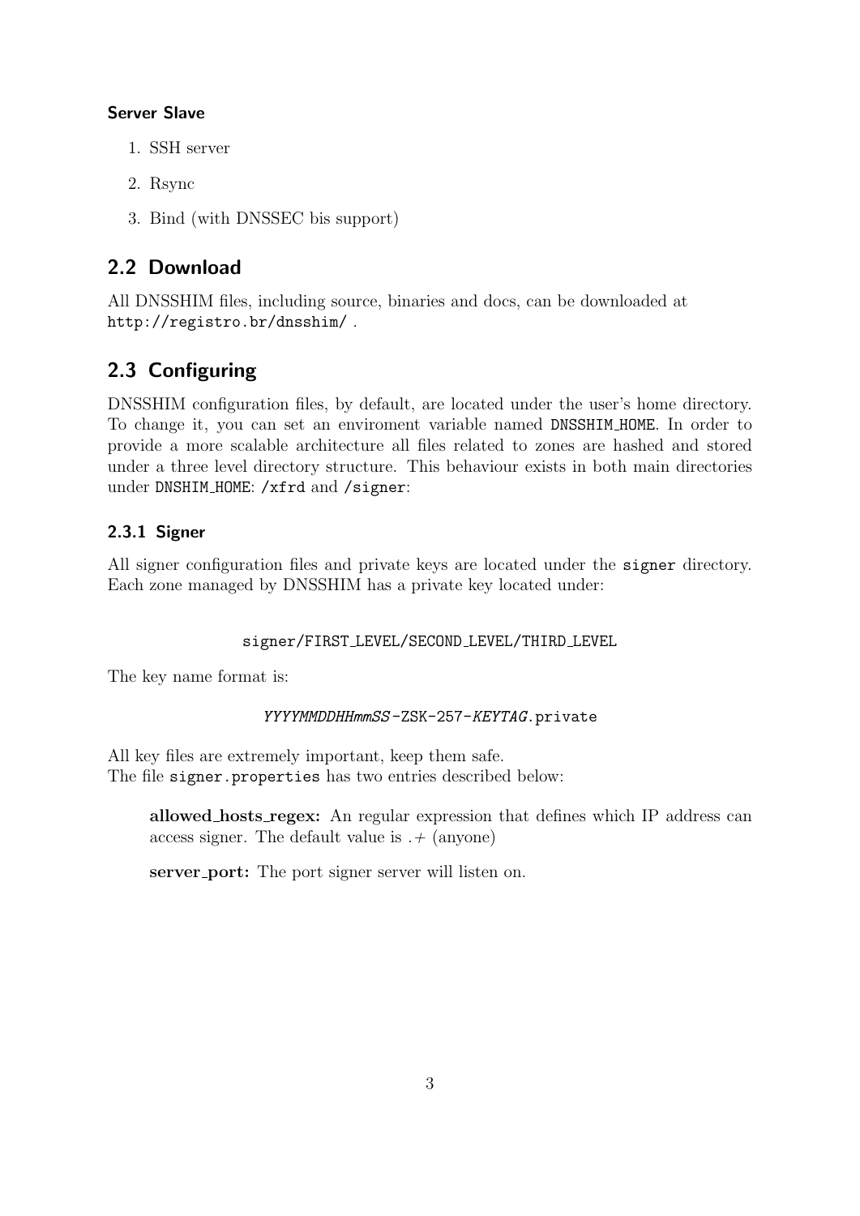#### Server Slave

1. SSH server
2. Rsync
3. Bind (with DNSSEC bis support)

## 2.2 Download

All DNSSHIM files, including source, binaries and docs, can be downloaded at `http://registro.br/dnsshim/` .

## 2.3 Configuring

DNSSHIM configuration files, by default, are located under the user's home directory. To change it, you can set an enviroment variable named `DNSSHIM_HOME`. In order to provide a more scalable architecture all files related to zones are hashed and stored under a three level directory structure. This behaviour exists in both main directories under `DNSHIM_HOME`: `/xfrd` and `/signer`:

### 2.3.1 Signer

All signer configuration files and private keys are located under the `signer` directory. Each zone managed by DNSSHIM has a private key located under:

```
signer/FIRST_LEVEL/SECOND_LEVEL/THIRD_LEVEL
```

The key name format is:

```
YYYYMMDDHHmmSS-ZSK-257-KEYTAG.private
```

All key files are extremely important, keep them safe.
The file `signer.properties` has two entries described below:

**allowed_hosts_regex:** An regular expression that defines which IP address can access signer. The default value is .+ (anyone)

**server_port:** The port signer server will listen on.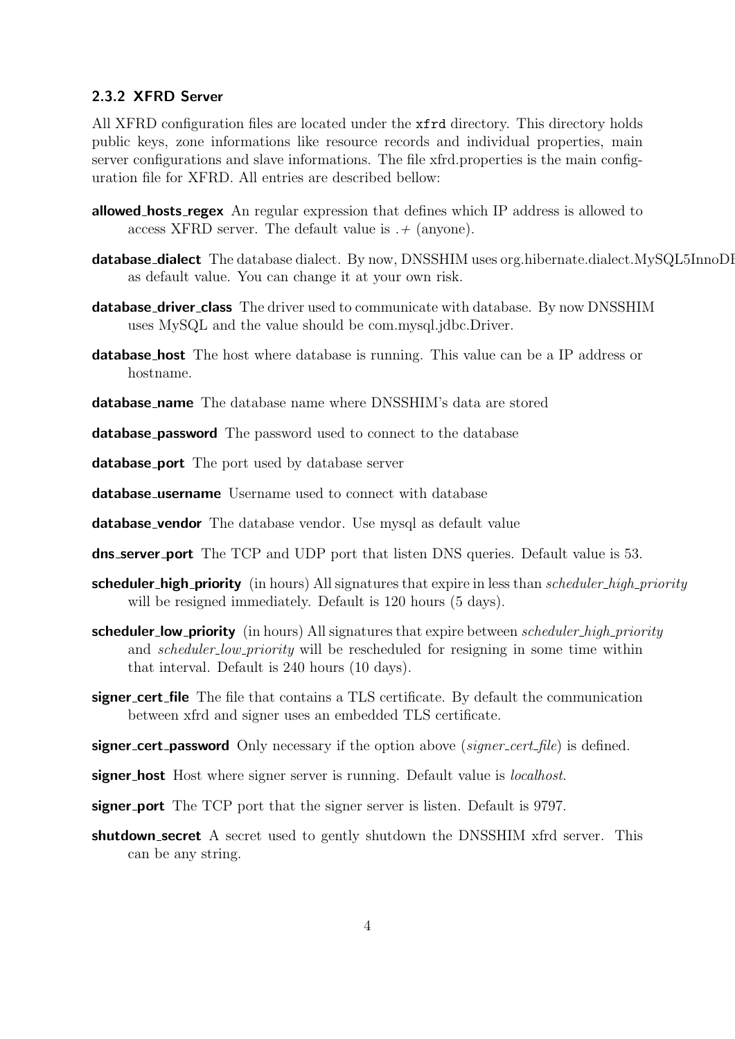### 2.3.2 XFRD Server

All XFRD configuration files are located under the `xfrd` directory. This directory holds public keys, zone informations like resource records and individual properties, main server configurations and slave informations. The file xfrd.properties is the main configuration file for XFRD. All entries are described bellow:

**allowed_hosts_regex** An regular expression that defines which IP address is allowed to access XFRD server. The default value is .+ (anyone).

**database_dialect** The database dialect. By now, DNSSHIM uses org.hibernate.dialect.MySQL5InnoDI as default value. You can change it at your own risk.

**database_driver_class** The driver used to communicate with database. By now DNSSHIM uses MySQL and the value should be com.mysql.jdbc.Driver.

**database_host** The host where database is running. This value can be a IP address or hostname.

**database_name** The database name where DNSSHIM's data are stored

**database_password** The password used to connect to the database

**database_port** The port used by database server

**database_username** Username used to connect with database

**database_vendor** The database vendor. Use mysql as default value

**dns_server_port** The TCP and UDP port that listen DNS queries. Default value is 53.

**scheduler_high_priority** (in hours) All signatures that expire in less than *scheduler_high_priority* will be resigned immediately. Default is 120 hours (5 days).

**scheduler_low_priority** (in hours) All signatures that expire between *scheduler_high_priority* and *scheduler_low_priority* will be rescheduled for resigning in some time within that interval. Default is 240 hours (10 days).

**signer_cert_file** The file that contains a TLS certificate. By default the communication between xfrd and signer uses an embedded TLS certificate.

**signer_cert_password** Only necessary if the option above (*signer_cert_file*) is defined.

**signer_host** Host where signer server is running. Default value is *localhost*.

**signer_port** The TCP port that the signer server is listen. Default is 9797.

**shutdown_secret** A secret used to gently shutdown the DNSSHIM xfrd server. This can be any string.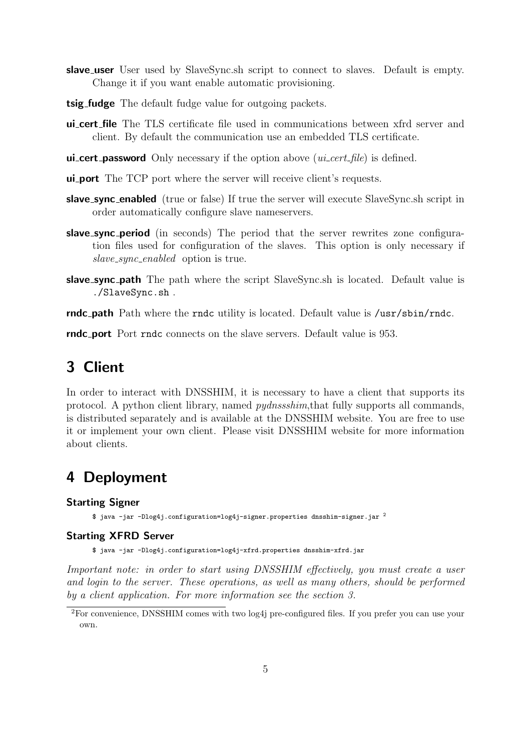**slave_user** User used by SlaveSync.sh script to connect to slaves. Default is empty. Change it if you want enable automatic provisioning.

**tsig_fudge** The default fudge value for outgoing packets.

**ui_cert_file** The TLS certificate file used in communications between xfrd server and client. By default the communication use an embedded TLS certificate.

**ui_cert_password** Only necessary if the option above (*ui_cert_file*) is defined.

**ui_port** The TCP port where the server will receive client's requests.

**slave_sync_enabled** (true or false) If true the server will execute SlaveSync.sh script in order automatically configure slave nameservers.

**slave_sync_period** (in seconds) The period that the server rewrites zone configuration files used for configuration of the slaves. This option is only necessary if *slave_sync_enabled* option is true.

**slave_sync_path** The path where the script SlaveSync.sh is located. Default value is `./SlaveSync.sh` .

**rndc_path** Path where the `rndc` utility is located. Default value is `/usr/sbin/rndc`.

**rndc_port** Port `rndc` connects on the slave servers. Default value is 953.

# 3 Client

In order to interact with DNSSHIM, it is necessary to have a client that supports its protocol. A python client library, named *pydnssshim*,that fully supports all commands, is distributed separately and is available at the DNSSHIM website. You are free to use it or implement your own client. Please visit DNSSHIM website for more information about clients.

# 4 Deployment

### Starting Signer

```
$ java -jar -Dlog4j.configuration=log4j-signer.properties dnsshim-signer.jar
```
[2]

### Starting XFRD Server

```
$ java -jar -Dlog4j.configuration=log4j-xfrd.properties dnsshim-xfrd.jar
```

*Important note: in order to start using DNSSHIM effectively, you must create a user and login to the server. These operations, as well as many others, should be performed by a client application. For more information see the section 3.*

---

[2] For convenience, DNSSHIM comes with two log4j pre-configured files. If you prefer you can use your own.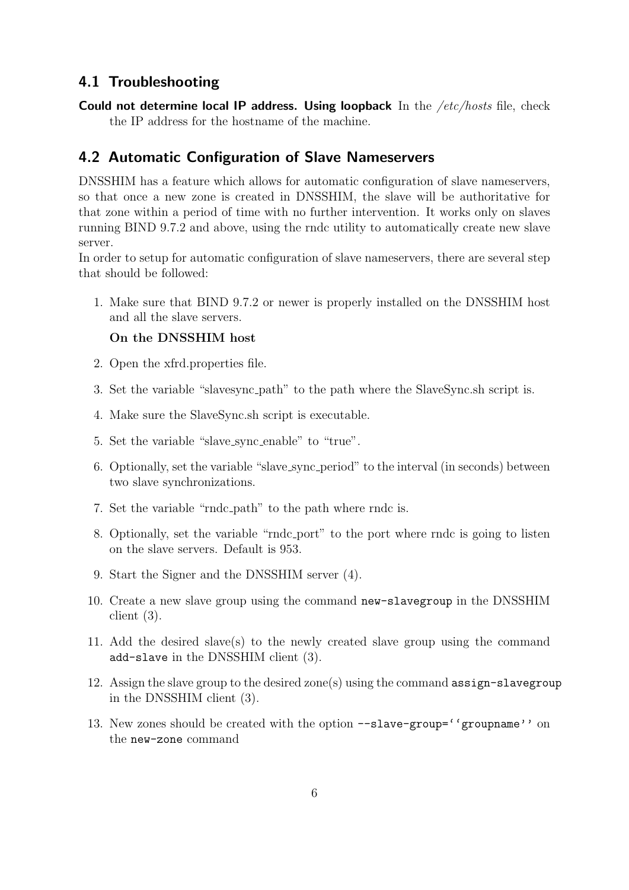## 4.1 Troubleshooting

**Could not determine local IP address. Using loopback** In the */etc/hosts* file, check the IP address for the hostname of the machine.

## 4.2 Automatic Configuration of Slave Nameservers

DNSSHIM has a feature which allows for automatic configuration of slave nameservers, so that once a new zone is created in DNSSHIM, the slave will be authoritative for that zone within a period of time with no further intervention. It works only on slaves running BIND 9.7.2 and above, using the rndc utility to automatically create new slave server.
In order to setup for automatic configuration of slave nameservers, there are several step that should be followed:

1. Make sure that BIND 9.7.2 or newer is properly installed on the DNSSHIM host and all the slave servers.

   **On the DNSSHIM host**

2. Open the xfrd.properties file.
3. Set the variable "slavesync_path" to the path where the SlaveSync.sh script is.
4. Make sure the SlaveSync.sh script is executable.
5. Set the variable "slave_sync_enable" to "true".
6. Optionally, set the variable "slave_sync_period" to the interval (in seconds) between two slave synchronizations.
7. Set the variable "rndc_path" to the path where rndc is.
8. Optionally, set the variable "rndc_port" to the port where rndc is going to listen on the slave servers. Default is 953.
9. Start the Signer and the DNSSHIM server (4).
10. Create a new slave group using the command `new-slavegroup` in the DNSSHIM client (3).
11. Add the desired slave(s) to the newly created slave group using the command `add-slave` in the DNSSHIM client (3).
12. Assign the slave group to the desired zone(s) using the command `assign-slavegroup` in the DNSSHIM client (3).
13. New zones should be created with the option `--slave-group=''groupname''` on the `new-zone` command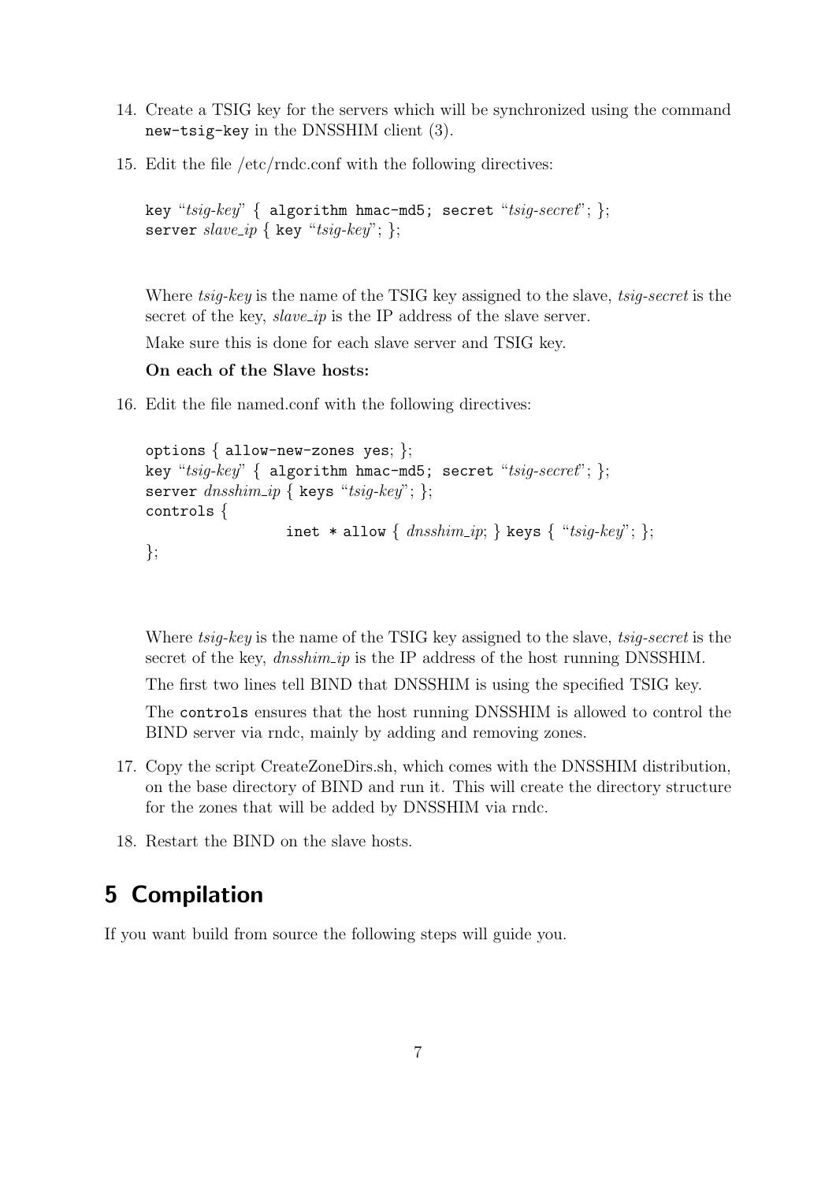14. Create a TSIG key for the servers which will be synchronized using the command `new-tsig-key` in the DNSSHIM client (3).

15. Edit the file /etc/rndc.conf with the following directives:

    ```
    key "tsig-key" { algorithm hmac-md5; secret "tsig-secret"; };
    server slave_ip { key "tsig-key"; };
    ```

    Where *tsig-key* is the name of the TSIG key assigned to the slave, *tsig-secret* is the secret of the key, *slave_ip* is the IP address of the slave server.

    Make sure this is done for each slave server and TSIG key.

    **On each of the Slave hosts:**

16. Edit the file named.conf with the following directives:

    ```
    options { allow-new-zones yes; };
    key "tsig-key" { algorithm hmac-md5; secret "tsig-secret"; };
    server dnsshim_ip { keys "tsig-key"; };
    controls {
                    inet * allow { dnsshim_ip; } keys { "tsig-key"; };
    };
    ```

    Where *tsig-key* is the name of the TSIG key assigned to the slave, *tsig-secret* is the secret of the key, *dnsshim_ip* is the IP address of the host running DNSSHIM.

    The first two lines tell BIND that DNSSHIM is using the specified TSIG key.

    The `controls` ensures that the host running DNSSHIM is allowed to control the BIND server via rndc, mainly by adding and removing zones.

17. Copy the script CreateZoneDirs.sh, which comes with the DNSSHIM distribution, on the base directory of BIND and run it. This will create the directory structure for the zones that will be added by DNSSHIM via rndc.

18. Restart the BIND on the slave hosts.

# 5 Compilation

If you want build from source the following steps will guide you.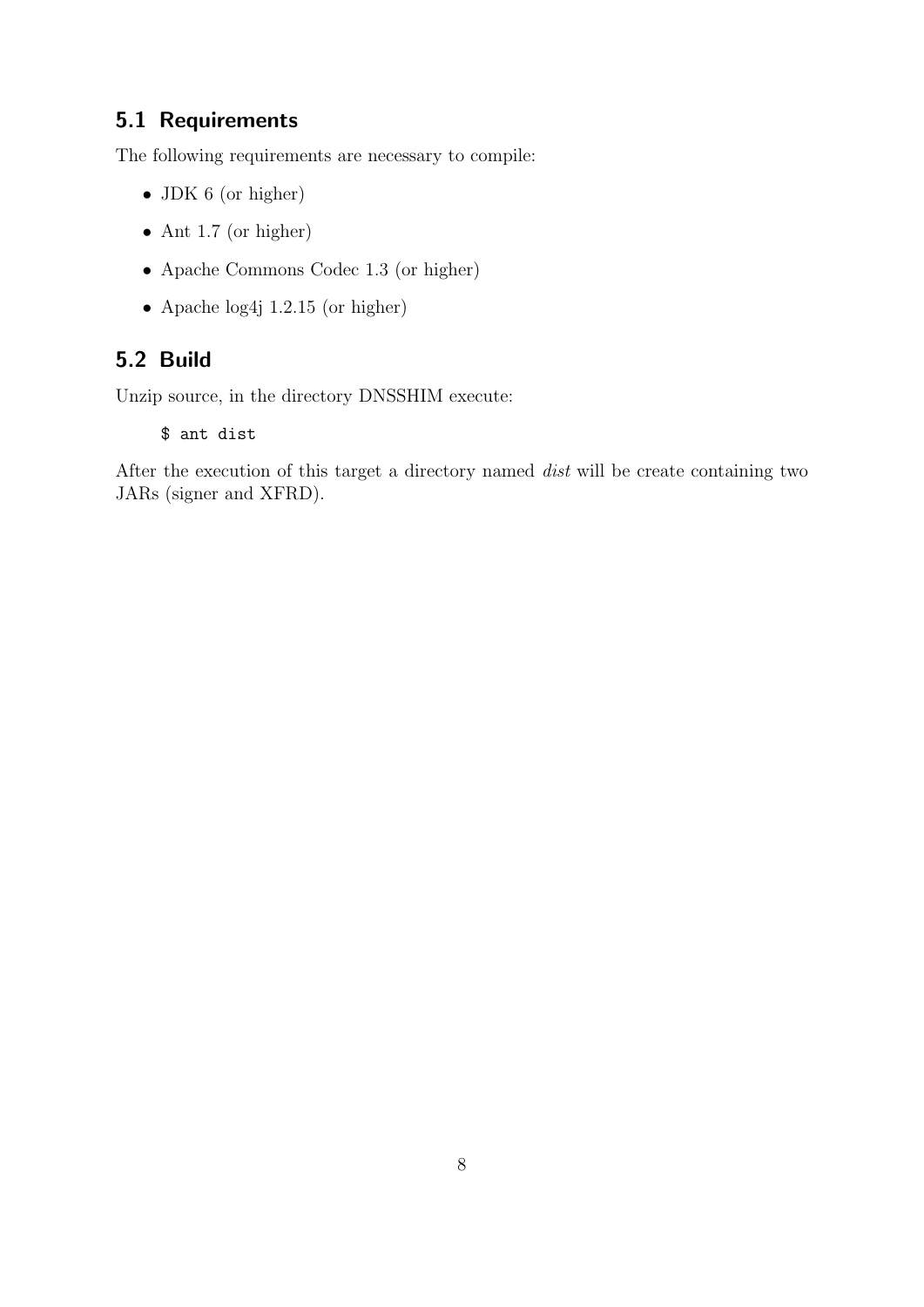## 5.1 Requirements

The following requirements are necessary to compile:

- JDK 6 (or higher)
- Ant 1.7 (or higher)
- Apache Commons Codec 1.3 (or higher)
- Apache log4j 1.2.15 (or higher)

## 5.2 Build

Unzip source, in the directory DNSSHIM execute:

```
$ ant dist
```

After the execution of this target a directory named *dist* will be create containing two JARs (signer and XFRD).